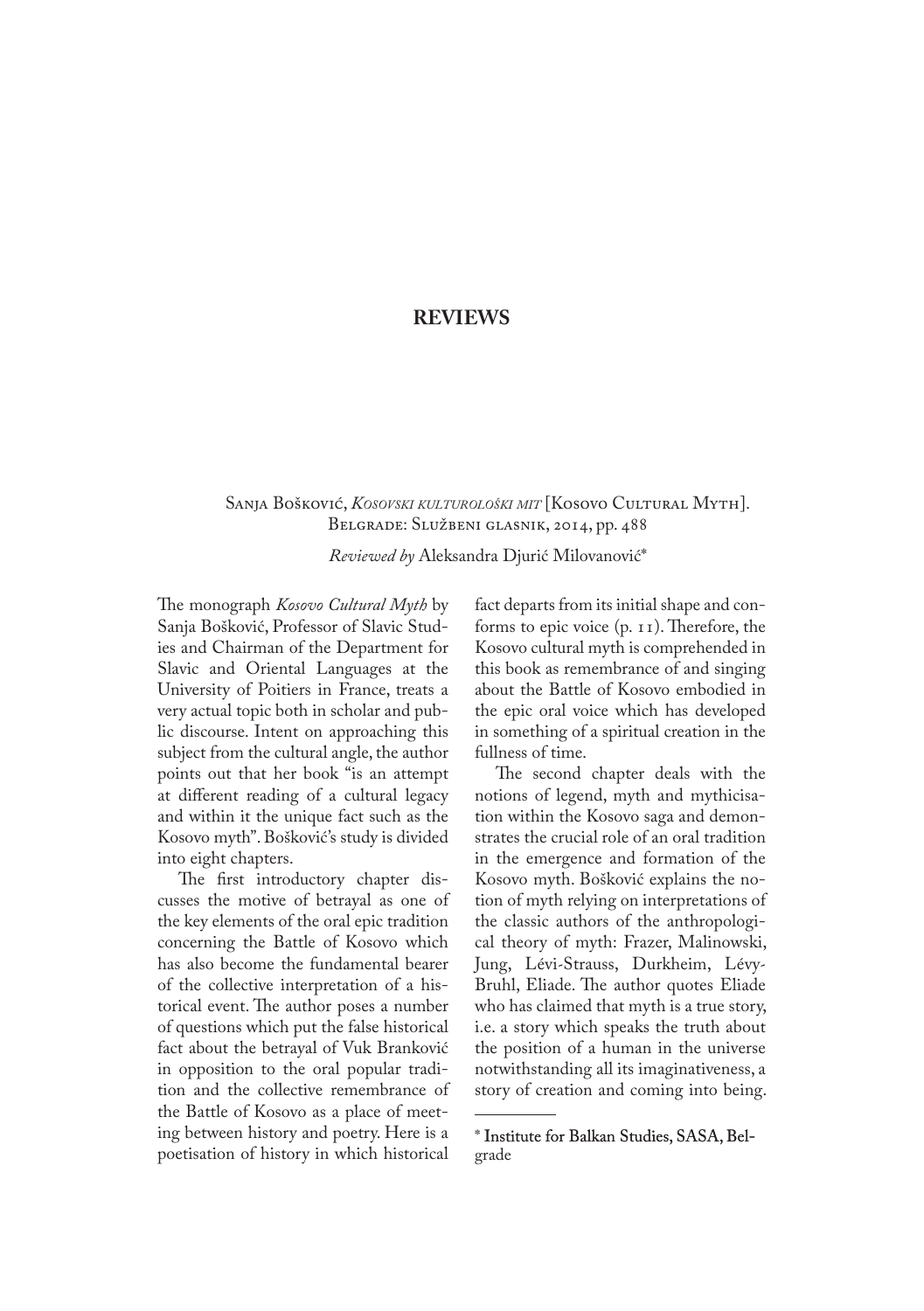# REVIEWS

Sanja Bošković, *Kosovski kulturološki mit* [Kosovo Cultural Myth]. Belgrade: Službeni glasnik, 2014, pp. 488

*Reviewed by* Aleksandra Djurić Milovanović*

The monograph *Kosovo Cultural Myth* by Sanja Bošković, Professor of Slavic Studies and Chairman of the Department for Slavic and Oriental Languages at the University of Poitiers in France, treats a very actual topic both in scholar and public discourse. Intent on approaching this subject from the cultural angle, the author points out that her book "is an attempt at different reading of a cultural legacy and within it the unique fact such as the Kosovo myth". Bošković's study is divided into eight chapters.

The first introductory chapter discusses the motive of betrayal as one of the key elements of the oral epic tradition concerning the Battle of Kosovo which has also become the fundamental bearer of the collective interpretation of a historical event. The author poses a number of questions which put the false historical fact about the betrayal of Vuk Branković in opposition to the oral popular tradition and the collective remembrance of the Battle of Kosovo as a place of meeting between history and poetry. Here is a poetisation of history in which historical fact departs from its initial shape and conforms to epic voice (p. 11). Therefore, the Kosovo cultural myth is comprehended in this book as remembrance of and singing about the Battle of Kosovo embodied in the epic oral voice which has developed in something of a spiritual creation in the fullness of time.

The second chapter deals with the notions of legend, myth and mythicisation within the Kosovo saga and demonstrates the crucial role of an oral tradition in the emergence and formation of the Kosovo myth. Bošković explains the notion of myth relying on interpretations of the classic authors of the anthropological theory of myth: Frazer, Malinowski, Jung, Lévi-Strauss, Durkheim, Lévy-Bruhl, Eliade. The author quotes Eliade who has claimed that myth is a true story, i.e. a story which speaks the truth about the position of a human in the universe notwithstanding all its imaginativeness, a story of creation and coming into being.

---

* Institute for Balkan Studies, SASA, Belgrade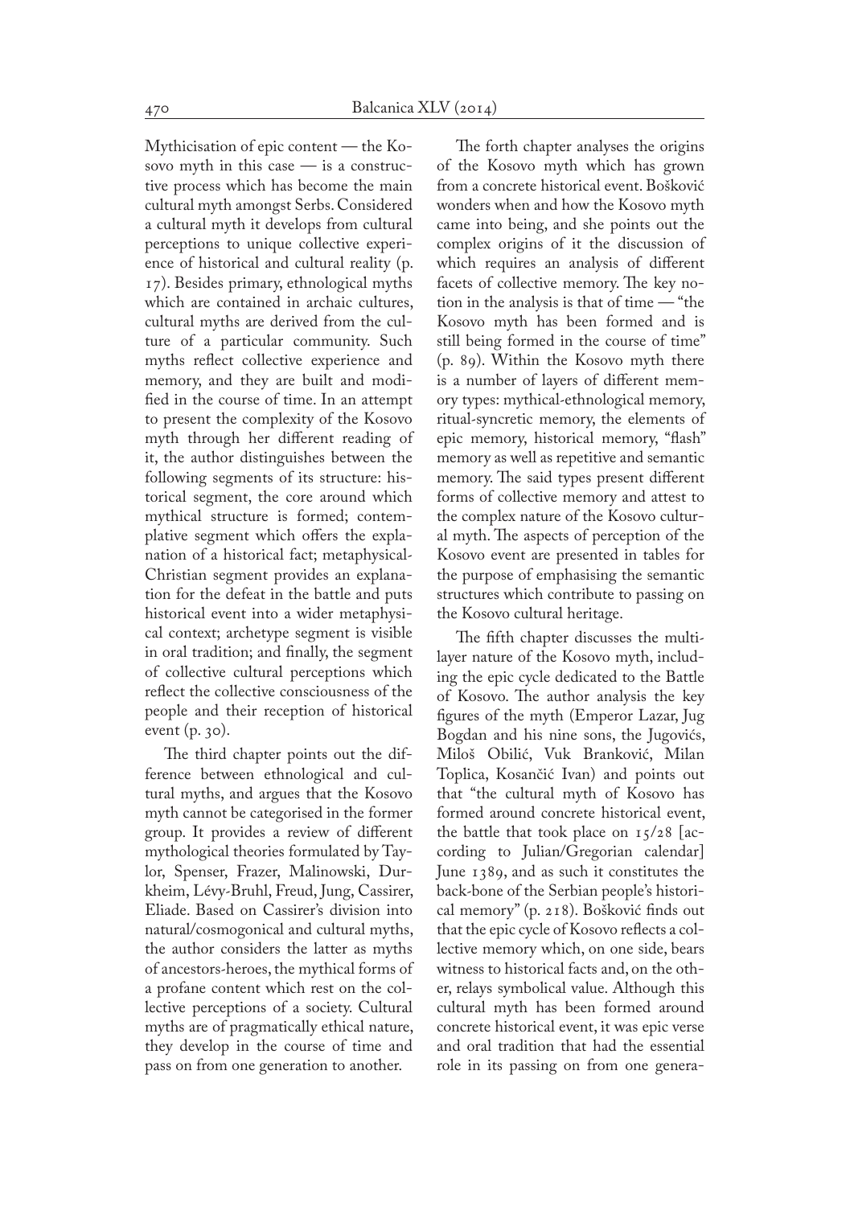Mythicisation of epic content — the Kosovo myth in this case — is a constructive process which has become the main cultural myth amongst Serbs. Considered a cultural myth it develops from cultural perceptions to unique collective experience of historical and cultural reality (p. 17). Besides primary, ethnological myths which are contained in archaic cultures, cultural myths are derived from the culture of a particular community. Such myths reflect collective experience and memory, and they are built and modified in the course of time. In an attempt to present the complexity of the Kosovo myth through her different reading of it, the author distinguishes between the following segments of its structure: historical segment, the core around which mythical structure is formed; contemplative segment which offers the explanation of a historical fact; metaphysical-Christian segment provides an explanation for the defeat in the battle and puts historical event into a wider metaphysical context; archetype segment is visible in oral tradition; and finally, the segment of collective cultural perceptions which reflect the collective consciousness of the people and their reception of historical event (p. 30).

The third chapter points out the difference between ethnological and cultural myths, and argues that the Kosovo myth cannot be categorised in the former group. It provides a review of different mythological theories formulated by Taylor, Spenser, Frazer, Malinowski, Durkheim, Lévy-Bruhl, Freud, Jung, Cassirer, Eliade. Based on Cassirer's division into natural/cosmogonical and cultural myths, the author considers the latter as myths of ancestors-heroes, the mythical forms of a profane content which rest on the collective perceptions of a society. Cultural myths are of pragmatically ethical nature, they develop in the course of time and pass on from one generation to another.

The forth chapter analyses the origins of the Kosovo myth which has grown from a concrete historical event. Bošković wonders when and how the Kosovo myth came into being, and she points out the complex origins of it the discussion of which requires an analysis of different facets of collective memory. The key notion in the analysis is that of time — "the Kosovo myth has been formed and is still being formed in the course of time" (p. 89). Within the Kosovo myth there is a number of layers of different memory types: mythical-ethnological memory, ritual-syncretic memory, the elements of epic memory, historical memory, "flash" memory as well as repetitive and semantic memory. The said types present different forms of collective memory and attest to the complex nature of the Kosovo cultural myth. The aspects of perception of the Kosovo event are presented in tables for the purpose of emphasising the semantic structures which contribute to passing on the Kosovo cultural heritage.

The fifth chapter discusses the multilayer nature of the Kosovo myth, including the epic cycle dedicated to the Battle of Kosovo. The author analysis the key figures of the myth (Emperor Lazar, Jug Bogdan and his nine sons, the Jugovićs, Miloš Obilić, Vuk Branković, Milan Toplica, Kosančić Ivan) and points out that "the cultural myth of Kosovo has formed around concrete historical event, the battle that took place on 15/28 [according to Julian/Gregorian calendar] June 1389, and as such it constitutes the back-bone of the Serbian people's historical memory" (p. 218). Bošković finds out that the epic cycle of Kosovo reflects a collective memory which, on one side, bears witness to historical facts and, on the other, relays symbolical value. Although this cultural myth has been formed around concrete historical event, it was epic verse and oral tradition that had the essential role in its passing on from one genera-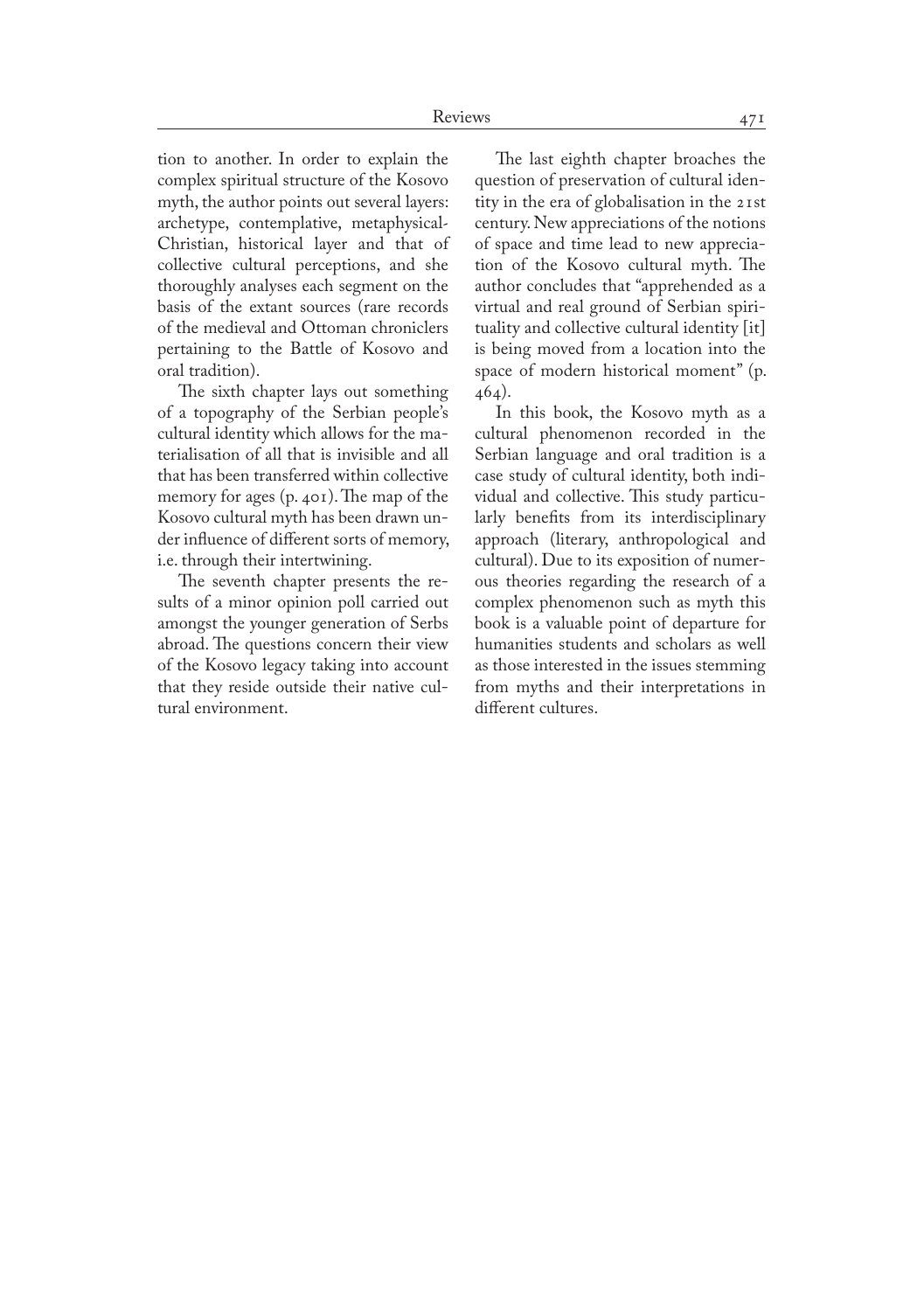tion to another. In order to explain the complex spiritual structure of the Kosovo myth, the author points out several layers: archetype, contemplative, metaphysical-Christian, historical layer and that of collective cultural perceptions, and she thoroughly analyses each segment on the basis of the extant sources (rare records of the medieval and Ottoman chroniclers pertaining to the Battle of Kosovo and oral tradition).

The sixth chapter lays out something of a topography of the Serbian people's cultural identity which allows for the materialisation of all that is invisible and all that has been transferred within collective memory for ages (p. 401). The map of the Kosovo cultural myth has been drawn under influence of different sorts of memory, i.e. through their intertwining.

The seventh chapter presents the results of a minor opinion poll carried out amongst the younger generation of Serbs abroad. The questions concern their view of the Kosovo legacy taking into account that they reside outside their native cultural environment.

The last eighth chapter broaches the question of preservation of cultural identity in the era of globalisation in the 21st century. New appreciations of the notions of space and time lead to new appreciation of the Kosovo cultural myth. The author concludes that "apprehended as a virtual and real ground of Serbian spirituality and collective cultural identity [it] is being moved from a location into the space of modern historical moment" (p. 464).

In this book, the Kosovo myth as a cultural phenomenon recorded in the Serbian language and oral tradition is a case study of cultural identity, both individual and collective. This study particularly benefits from its interdisciplinary approach (literary, anthropological and cultural). Due to its exposition of numerous theories regarding the research of a complex phenomenon such as myth this book is a valuable point of departure for humanities students and scholars as well as those interested in the issues stemming from myths and their interpretations in different cultures.